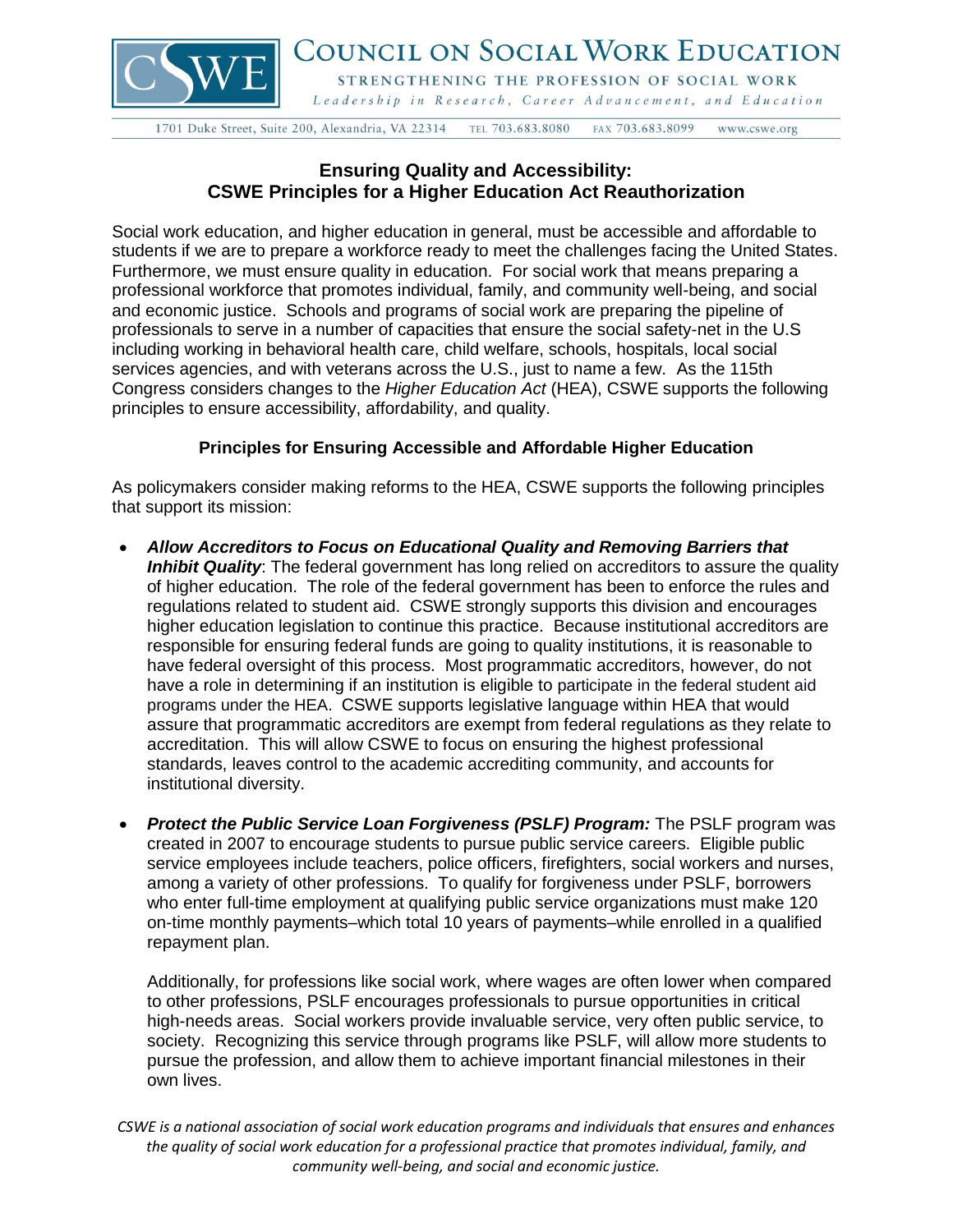COUNCIL ON SOCIAL WORK EDUCATION

STRENGTHENING THE PROFESSION OF SOCIAL WORK

*Leadership in Research, Career Advancement, and Education*

1701 Duke Street, Suite 200, Alexandria, VA 22314 TEL 703.683.8080 FAX 703.683.8099 www.cswe.org

## Ensuring Quality and Accessibility: CSWE Principles for a Higher Education Act Reauthorization

Social work education, and higher education in general, must be accessible and affordable to students if we are to prepare a workforce ready to meet the challenges facing the United States. Furthermore, we must ensure quality in education. For social work that means preparing a professional workforce that promotes individual, family, and community well-being, and social and economic justice. Schools and programs of social work are preparing the pipeline of professionals to serve in a number of capacities that ensure the social safety-net in the U.S including working in behavioral health care, child welfare, schools, hospitals, local social services agencies, and with veterans across the U.S., just to name a few. As the 115th Congress considers changes to the *Higher Education Act* (HEA), CSWE supports the following principles to ensure accessibility, affordability, and quality.

### Principles for Ensuring Accessible and Affordable Higher Education

As policymakers consider making reforms to the HEA, CSWE supports the following principles that support its mission:

- ***Allow Accreditors to Focus on Educational Quality and Removing Barriers that Inhibit Quality***: The federal government has long relied on accreditors to assure the quality of higher education. The role of the federal government has been to enforce the rules and regulations related to student aid. CSWE strongly supports this division and encourages higher education legislation to continue this practice. Because institutional accreditors are responsible for ensuring federal funds are going to quality institutions, it is reasonable to have federal oversight of this process. Most programmatic accreditors, however, do not have a role in determining if an institution is eligible to participate in the federal student aid programs under the HEA. CSWE supports legislative language within HEA that would assure that programmatic accreditors are exempt from federal regulations as they relate to accreditation. This will allow CSWE to focus on ensuring the highest professional standards, leaves control to the academic accrediting community, and accounts for institutional diversity.

- ***Protect the Public Service Loan Forgiveness (PSLF) Program:*** The PSLF program was created in 2007 to encourage students to pursue public service careers. Eligible public service employees include teachers, police officers, firefighters, social workers and nurses, among a variety of other professions. To qualify for forgiveness under PSLF, borrowers who enter full-time employment at qualifying public service organizations must make 120 on-time monthly payments–which total 10 years of payments–while enrolled in a qualified repayment plan.

  Additionally, for professions like social work, where wages are often lower when compared to other professions, PSLF encourages professionals to pursue opportunities in critical high-needs areas. Social workers provide invaluable service, very often public service, to society. Recognizing this service through programs like PSLF, will allow more students to pursue the profession, and allow them to achieve important financial milestones in their own lives.

*CSWE is a national association of social work education programs and individuals that ensures and enhances the quality of social work education for a professional practice that promotes individual, family, and community well-being, and social and economic justice.*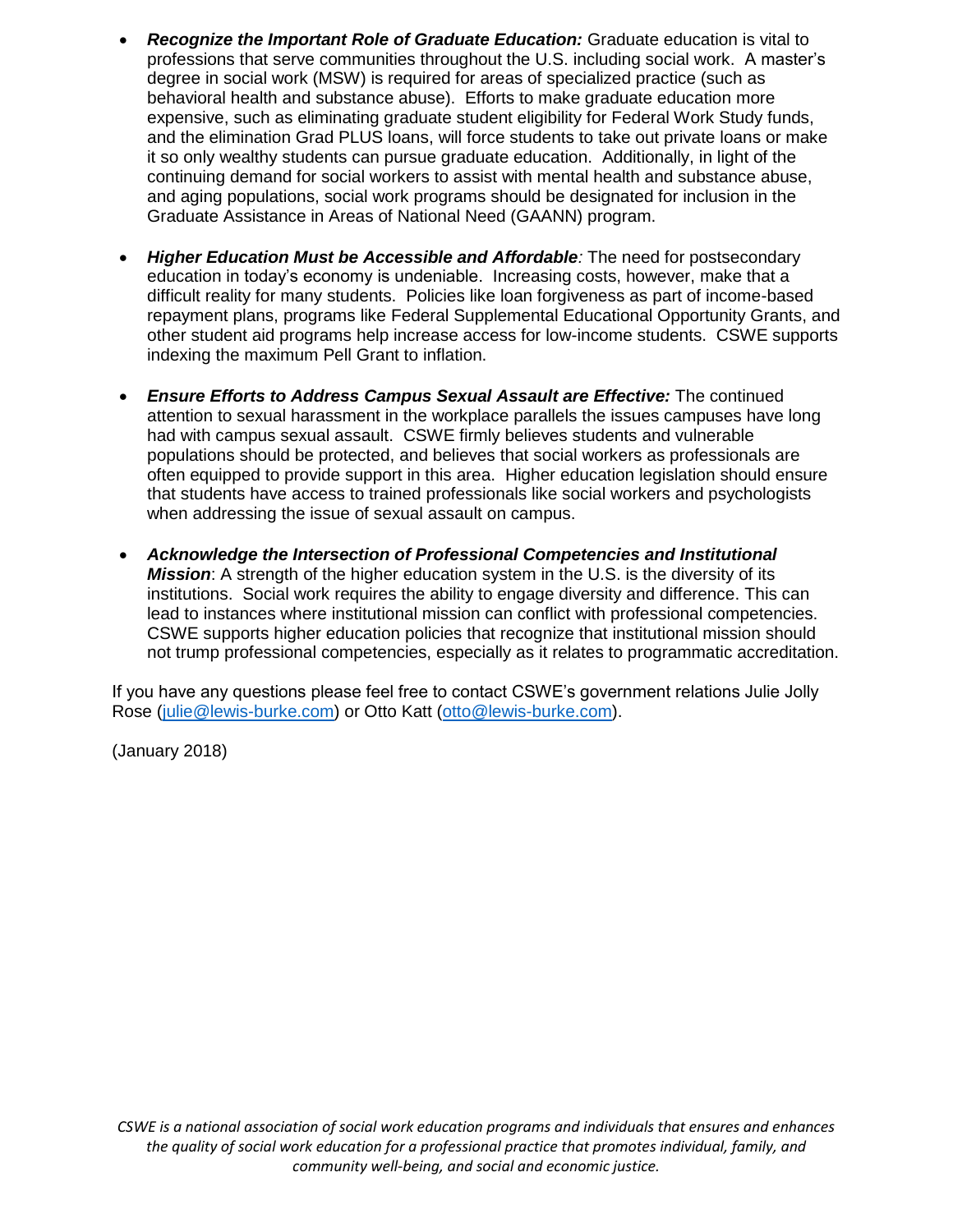- ***Recognize the Important Role of Graduate Education:*** Graduate education is vital to professions that serve communities throughout the U.S. including social work. A master's degree in social work (MSW) is required for areas of specialized practice (such as behavioral health and substance abuse). Efforts to make graduate education more expensive, such as eliminating graduate student eligibility for Federal Work Study funds, and the elimination Grad PLUS loans, will force students to take out private loans or make it so only wealthy students can pursue graduate education. Additionally, in light of the continuing demand for social workers to assist with mental health and substance abuse, and aging populations, social work programs should be designated for inclusion in the Graduate Assistance in Areas of National Need (GAANN) program.

- ***Higher Education Must be Accessible and Affordable:*** The need for postsecondary education in today's economy is undeniable. Increasing costs, however, make that a difficult reality for many students. Policies like loan forgiveness as part of income-based repayment plans, programs like Federal Supplemental Educational Opportunity Grants, and other student aid programs help increase access for low-income students. CSWE supports indexing the maximum Pell Grant to inflation.

- ***Ensure Efforts to Address Campus Sexual Assault are Effective:*** The continued attention to sexual harassment in the workplace parallels the issues campuses have long had with campus sexual assault. CSWE firmly believes students and vulnerable populations should be protected, and believes that social workers as professionals are often equipped to provide support in this area. Higher education legislation should ensure that students have access to trained professionals like social workers and psychologists when addressing the issue of sexual assault on campus.

- ***Acknowledge the Intersection of Professional Competencies and Institutional Mission***: A strength of the higher education system in the U.S. is the diversity of its institutions. Social work requires the ability to engage diversity and difference. This can lead to instances where institutional mission can conflict with professional competencies. CSWE supports higher education policies that recognize that institutional mission should not trump professional competencies, especially as it relates to programmatic accreditation.

If you have any questions please feel free to contact CSWE's government relations Julie Jolly Rose (julie@lewis-burke.com) or Otto Katt (otto@lewis-burke.com).

(January 2018)

*CSWE is a national association of social work education programs and individuals that ensures and enhances the quality of social work education for a professional practice that promotes individual, family, and community well-being, and social and economic justice.*